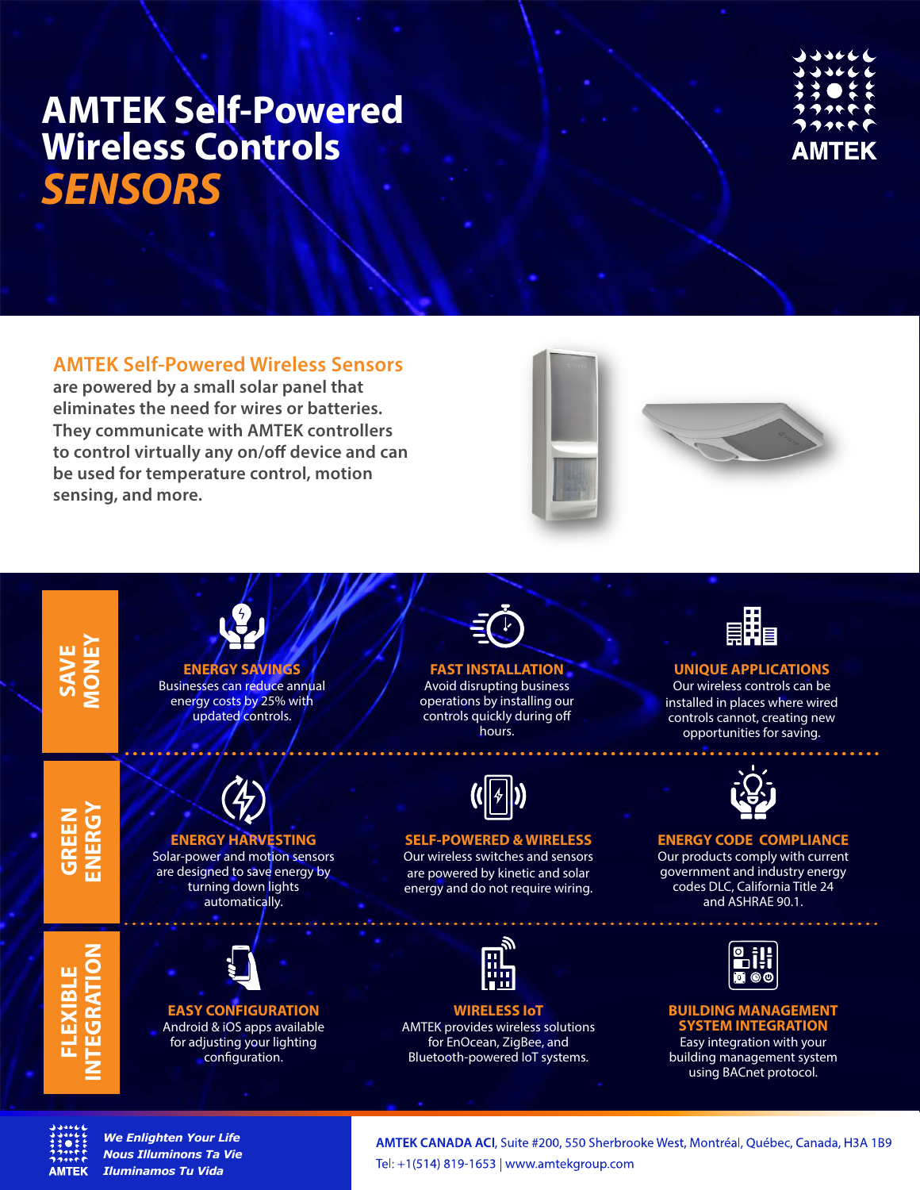# AMTEK Self-Powered Wireless Controls *SENSORS*

AMTEK

**AMTEK Self-Powered Wireless Sensors are powered by a small solar panel that eliminates the need for wires or batteries. They communicate with AMTEK controllers to control virtually any on/off device and can be used for temperature control, motion sensing, and more.**

## SAVE MONEY

### ENERGY SAVINGS

Businesses can reduce annual energy costs by 25% with updated controls.

### FAST INSTALLATION

Avoid disrupting business operations by installing our controls quickly during off hours.

### UNIQUE APPLICATIONS

Our wireless controls can be installed in places where wired controls cannot, creating new opportunities for saving.

## GREEN ENERGY

### ENERGY HARVESTING

Solar-power and motion sensors are designed to save energy by turning down lights automatically.

### SELF-POWERED & WIRELESS

Our wireless switches and sensors are powered by kinetic and solar energy and do not require wiring.

### ENERGY CODE COMPLIANCE

Our products comply with current government and industry energy codes DLC, California Title 24 and ASHRAE 90.1.

## FLEXIBLE INTEGRATION

### EASY CONFIGURATION

Android & iOS apps available for adjusting your lighting configuration.

### WIRELESS IoT

AMTEK provides wireless solutions for EnOcean, ZigBee, and Bluetooth-powered IoT systems.

### BUILDING MANAGEMENT SYSTEM INTEGRATION

Easy integration with your building management system using BACnet protocol.

AMTEK

***We Enlighten Your Life***
***Nous Illuminons Ta Vie***
***Iluminamos Tu Vida***

**AMTEK CANADA ACI**, Suite #200, 550 Sherbrooke West, Montréal, Québec, Canada, H3A 1B9
Tel: +1(514) 819-1653 | www.amtekgroup.com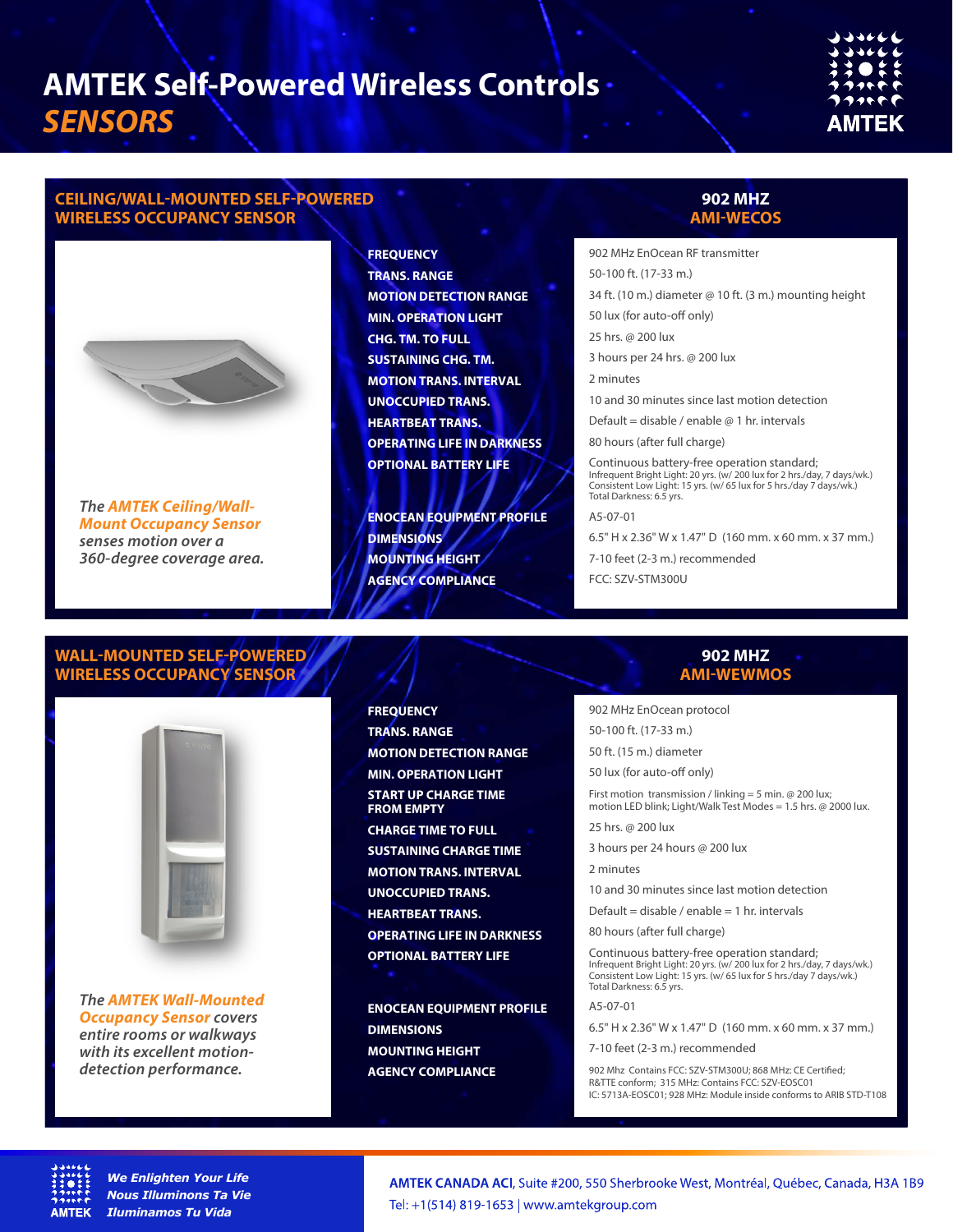# AMTEK Self-Powered Wireless Controls

## *SENSORS*

## CEILING/WALL-MOUNTED SELF-POWERED WIRELESS OCCUPANCY SENSOR

**902 MHZ**
**AMI-WECOS**

*The **AMTEK Ceiling/Wall-Mount Occupancy Sensor** senses motion over a 360-degree coverage area.*

| | |
|---|---|
| **FREQUENCY** | 902 MHz EnOcean RF transmitter |
| **TRANS. RANGE** | 50-100 ft. (17-33 m.) |
| **MOTION DETECTION RANGE** | 34 ft. (10 m.) diameter @ 10 ft. (3 m.) mounting height |
| **MIN. OPERATION LIGHT** | 50 lux (for auto-off only) |
| **CHG. TM. TO FULL** | 25 hrs. @ 200 lux |
| **SUSTAINING CHG. TM.** | 3 hours per 24 hrs. @ 200 lux |
| **MOTION TRANS. INTERVAL** | 2 minutes |
| **UNOCCUPIED TRANS.** | 10 and 30 minutes since last motion detection |
| **HEARTBEAT TRANS.** | Default = disable / enable @ 1 hr. intervals |
| **OPERATING LIFE IN DARKNESS** | 80 hours (after full charge) |
| **OPTIONAL BATTERY LIFE** | Continuous battery-free operation standard; Infrequent Bright Light: 20 yrs. (w/ 200 lux for 2 hrs./day, 7 days/wk.) Consistent Low Light: 15 yrs. (w/ 65 lux for 5 hrs./day 7 days/wk.) Total Darkness: 6.5 yrs. |
| **ENOCEAN EQUIPMENT PROFILE** | A5-07-01 |
| **DIMENSIONS** | 6.5" H x 2.36" W x 1.47" D (160 mm. x 60 mm. x 37 mm.) |
| **MOUNTING HEIGHT** | 7-10 feet (2-3 m.) recommended |
| **AGENCY COMPLIANCE** | FCC: SZV-STM300U |

## WALL-MOUNTED SELF-POWERED WIRELESS OCCUPANCY SENSOR

**902 MHZ**
**AMI-WEWMOS**

*The **AMTEK Wall-Mounted Occupancy Sensor** covers entire rooms or walkways with its excellent motion-detection performance.*

| | |
|---|---|
| **FREQUENCY** | 902 MHz EnOcean protocol |
| **TRANS. RANGE** | 50-100 ft. (17-33 m.) |
| **MOTION DETECTION RANGE** | 50 ft. (15 m.) diameter |
| **MIN. OPERATION LIGHT** | 50 lux (for auto-off only) |
| **START UP CHARGE TIME FROM EMPTY** | First motion transmission / linking = 5 min. @ 200 lux; motion LED blink; Light/Walk Test Modes = 1.5 hrs. @ 2000 lux. |
| **CHARGE TIME TO FULL** | 25 hrs. @ 200 lux |
| **SUSTAINING CHARGE TIME** | 3 hours per 24 hours @ 200 lux |
| **MOTION TRANS. INTERVAL** | 2 minutes |
| **UNOCCUPIED TRANS.** | 10 and 30 minutes since last motion detection |
| **HEARTBEAT TRANS.** | Default = disable / enable = 1 hr. intervals |
| **OPERATING LIFE IN DARKNESS** | 80 hours (after full charge) |
| **OPTIONAL BATTERY LIFE** | Continuous battery-free operation standard; Infrequent Bright Light: 20 yrs. (w/ 200 lux for 2 hrs./day, 7 days/wk.) Consistent Low Light: 15 yrs. (w/ 65 lux for 5 hrs./day 7 days/wk.) Total Darkness: 6.5 yrs. |
| **ENOCEAN EQUIPMENT PROFILE** | A5-07-01 |
| **DIMENSIONS** | 6.5" H x 2.36" W x 1.47" D (160 mm. x 60 mm. x 37 mm.) |
| **MOUNTING HEIGHT** | 7-10 feet (2-3 m.) recommended |
| **AGENCY COMPLIANCE** | 902 Mhz Contains FCC: SZV-STM300U; 868 MHz: CE Certified; R&TTE conform; 315 MHz: Contains FCC: SZV-EOSC01 IC: 5713A-EOSC01; 928 MHz: Module inside conforms to ARIB STD-T108 |

*We Enlighten Your Life*
*Nous Illuminons Ta Vie*
*Iluminamos Tu Vida*

**AMTEK CANADA ACI**, Suite #200, 550 Sherbrooke West, Montréal, Québec, Canada, H3A 1B9
Tel: +1(514) 819-1653 | www.amtekgroup.com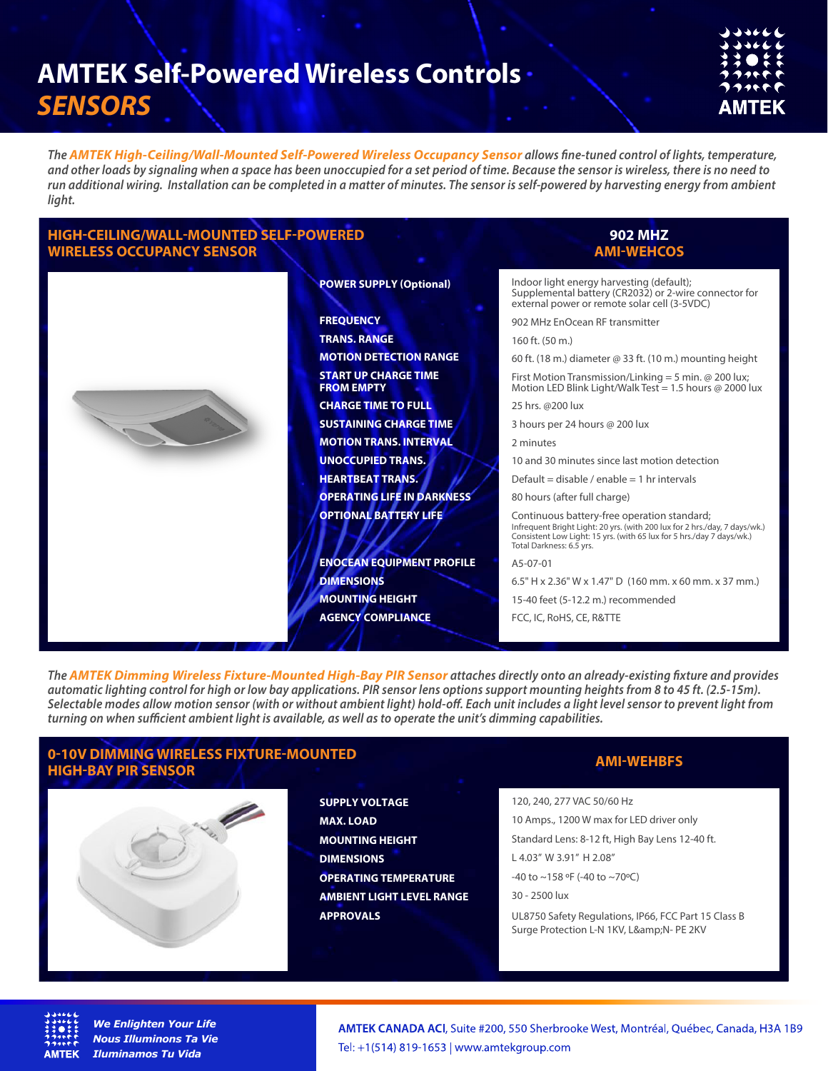# AMTEK Self-Powered Wireless Controls

## *SENSORS*

*The **AMTEK High-Ceiling/Wall-Mounted Self-Powered Wireless Occupancy Sensor** allows fine-tuned control of lights, temperature, and other loads by signaling when a space has been unoccupied for a set period of time. Because the sensor is wireless, there is no need to run additional wiring. Installation can be completed in a matter of minutes. The sensor is self-powered by harvesting energy from ambient light.*

### HIGH-CEILING/WALL-MOUNTED SELF-POWERED WIRELESS OCCUPANCY SENSOR

**902 MHZ**
**AMI-WEHCOS**

| | |
|---|---|
| **POWER SUPPLY (Optional)** | Indoor light energy harvesting (default); Supplemental battery (CR2032) or 2-wire connector for external power or remote solar cell (3-5VDC) |
| **FREQUENCY** | 902 MHz EnOcean RF transmitter |
| **TRANS. RANGE** | 160 ft. (50 m.) |
| **MOTION DETECTION RANGE** | 60 ft. (18 m.) diameter @ 33 ft. (10 m.) mounting height |
| **START UP CHARGE TIME FROM EMPTY** | First Motion Transmission/Linking = 5 min. @ 200 lux; Motion LED Blink Light/Walk Test = 1.5 hours @ 2000 lux |
| **CHARGE TIME TO FULL** | 25 hrs. @200 lux |
| **SUSTAINING CHARGE TIME** | 3 hours per 24 hours @ 200 lux |
| **MOTION TRANS. INTERVAL** | 2 minutes |
| **UNOCCUPIED TRANS.** | 10 and 30 minutes since last motion detection |
| **HEARTBEAT TRANS.** | Default = disable / enable = 1 hr intervals |
| **OPERATING LIFE IN DARKNESS** | 80 hours (after full charge) |
| **OPTIONAL BATTERY LIFE** | Continuous battery-free operation standard; Infrequent Bright Light: 20 yrs. (with 200 lux for 2 hrs./day, 7 days/wk.) Consistent Low Light: 15 yrs. (with 65 lux for 5 hrs./day 7 days/wk.) Total Darkness: 6.5 yrs. |
| **ENOCEAN EQUIPMENT PROFILE** | A5-07-01 |
| **DIMENSIONS** | 6.5" H x 2.36" W x 1.47" D (160 mm. x 60 mm. x 37 mm.) |
| **MOUNTING HEIGHT** | 15-40 feet (5-12.2 m.) recommended |
| **AGENCY COMPLIANCE** | FCC, IC, RoHS, CE, R&TTE |

*The **AMTEK Dimming Wireless Fixture-Mounted High-Bay PIR Sensor** attaches directly onto an already-existing fixture and provides automatic lighting control for high or low bay applications. PIR sensor lens options support mounting heights from 8 to 45 ft. (2.5-15m). Selectable modes allow motion sensor (with or without ambient light) hold-off. Each unit includes a light level sensor to prevent light from turning on when sufficient ambient light is available, as well as to operate the unit's dimming capabilities.*

### 0-10V DIMMING WIRELESS FIXTURE-MOUNTED HIGH-BAY PIR SENSOR

**AMI-WEHBFS**

| | |
|---|---|
| **SUPPLY VOLTAGE** | 120, 240, 277 VAC 50/60 Hz |
| **MAX. LOAD** | 10 Amps., 1200 W max for LED driver only |
| **MOUNTING HEIGHT** | Standard Lens: 8-12 ft, High Bay Lens 12-40 ft. |
| **DIMENSIONS** | L 4.03" W 3.91" H 2.08" |
| **OPERATING TEMPERATURE** | -40 to ~158 ºF (-40 to ~70ºC) |
| **AMBIENT LIGHT LEVEL RANGE** | 30 - 2500 lux |
| **APPROVALS** | UL8750 Safety Regulations, IP66, FCC Part 15 Class B Surge Protection L-N 1KV, L&amp;N- PE 2KV |

*We Enlighten Your Life*
*Nous Illuminons Ta Vie*
*Iluminamos Tu Vida*

**AMTEK CANADA ACI**, Suite #200, 550 Sherbrooke West, Montréal, Québec, Canada, H3A 1B9
Tel: +1(514) 819-1653 | www.amtekgroup.com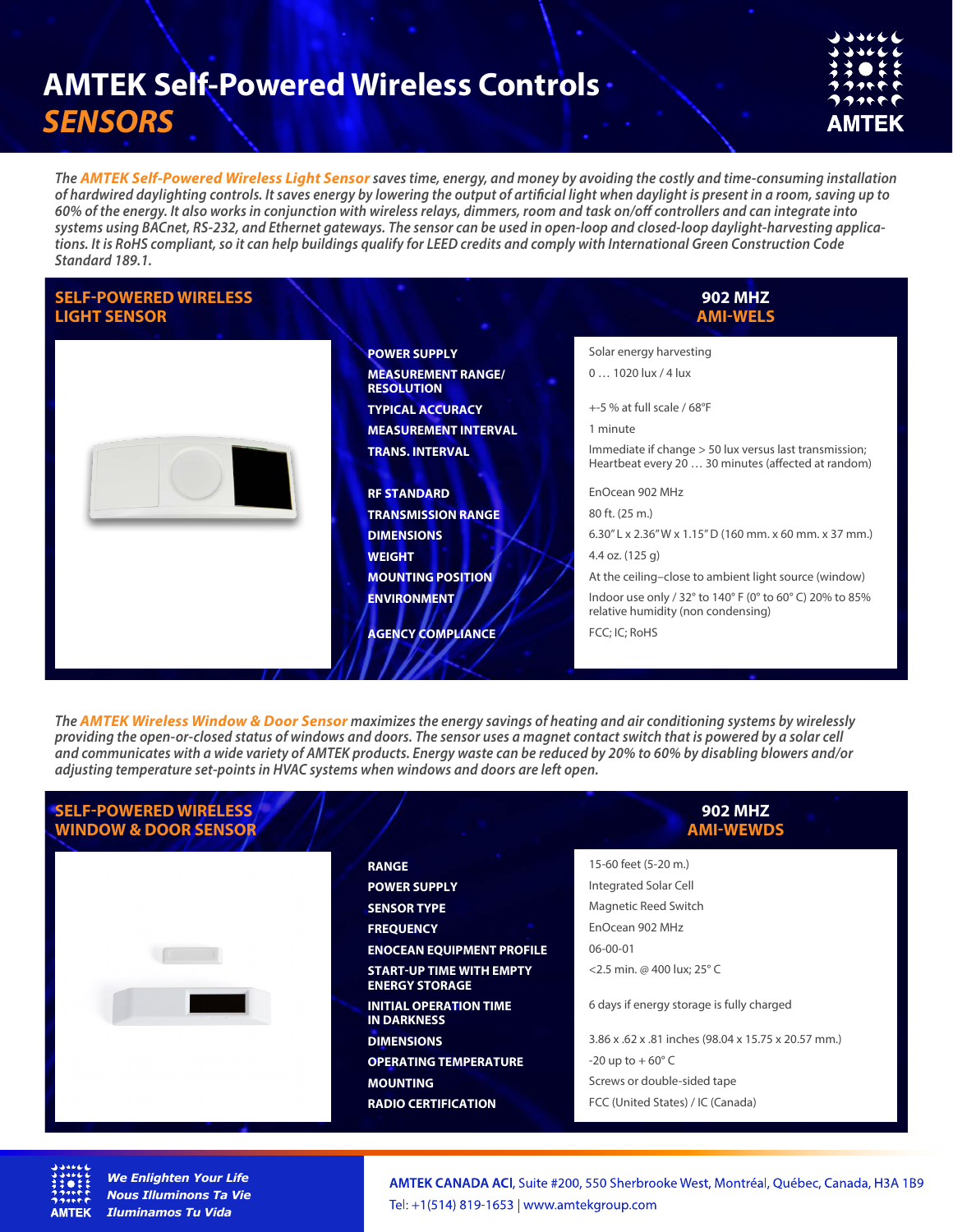# AMTEK Self-Powered Wireless Controls

## *SENSORS*

*The **AMTEK Self-Powered Wireless Light Sensor** saves time, energy, and money by avoiding the costly and time-consuming installation of hardwired daylighting controls. It saves energy by lowering the output of artificial light when daylight is present in a room, saving up to 60% of the energy. It also works in conjunction with wireless relays, dimmers, room and task on/off controllers and can integrate into systems using BACnet, RS-232, and Ethernet gateways. The sensor can be used in open-loop and closed-loop daylight-harvesting applications. It is RoHS compliant, so it can help buildings qualify for LEED credits and comply with International Green Construction Code Standard 189.1.*

### SELF-POWERED WIRELESS LIGHT SENSOR

**902 MHZ**
**AMI-WELS**

| | |
|---|---|
| **POWER SUPPLY** | Solar energy harvesting |
| **MEASUREMENT RANGE/ RESOLUTION** | 0 … 1020 lux / 4 lux |
| **TYPICAL ACCURACY** | +-5 % at full scale / 68°F |
| **MEASUREMENT INTERVAL** | 1 minute |
| **TRANS. INTERVAL** | Immediate if change > 50 lux versus last transmission; Heartbeat every 20 … 30 minutes (affected at random) |
| **RF STANDARD** | EnOcean 902 MHz |
| **TRANSMISSION RANGE** | 80 ft. (25 m.) |
| **DIMENSIONS** | 6.30" L x 2.36" W x 1.15" D (160 mm. x 60 mm. x 37 mm.) |
| **WEIGHT** | 4.4 oz. (125 g) |
| **MOUNTING POSITION** | At the ceiling–close to ambient light source (window) |
| **ENVIRONMENT** | Indoor use only / 32° to 140° F (0° to 60° C) 20% to 85% relative humidity (non condensing) |
| **AGENCY COMPLIANCE** | FCC; IC; RoHS |

*The **AMTEK Wireless Window & Door Sensor** maximizes the energy savings of heating and air conditioning systems by wirelessly providing the open-or-closed status of windows and doors. The sensor uses a magnet contact switch that is powered by a solar cell and communicates with a wide variety of AMTEK products. Energy waste can be reduced by 20% to 60% by disabling blowers and/or adjusting temperature set-points in HVAC systems when windows and doors are left open.*

### SELF-POWERED WIRELESS WINDOW & DOOR SENSOR

**902 MHZ**
**AMI-WEWDS**

| | |
|---|---|
| **RANGE** | 15-60 feet (5-20 m.) |
| **POWER SUPPLY** | Integrated Solar Cell |
| **SENSOR TYPE** | Magnetic Reed Switch |
| **FREQUENCY** | EnOcean 902 MHz |
| **ENOCEAN EQUIPMENT PROFILE** | 06-00-01 |
| **START-UP TIME WITH EMPTY ENERGY STORAGE** | <2.5 min. @ 400 lux; 25° C |
| **INITIAL OPERATION TIME IN DARKNESS** | 6 days if energy storage is fully charged |
| **DIMENSIONS** | 3.86 x .62 x .81 inches (98.04 x 15.75 x 20.57 mm.) |
| **OPERATING TEMPERATURE** | -20 up to + 60° C |
| **MOUNTING** | Screws or double-sided tape |
| **RADIO CERTIFICATION** | FCC (United States) / IC (Canada) |

AMTEK

*We Enlighten Your Life*
*Nous Illuminons Ta Vie*
*Iluminamos Tu Vida*

**AMTEK CANADA ACI**, Suite #200, 550 Sherbrooke West, Montréal, Québec, Canada, H3A 1B9
Tel: +1(514) 819-1653 | www.amtekgroup.com